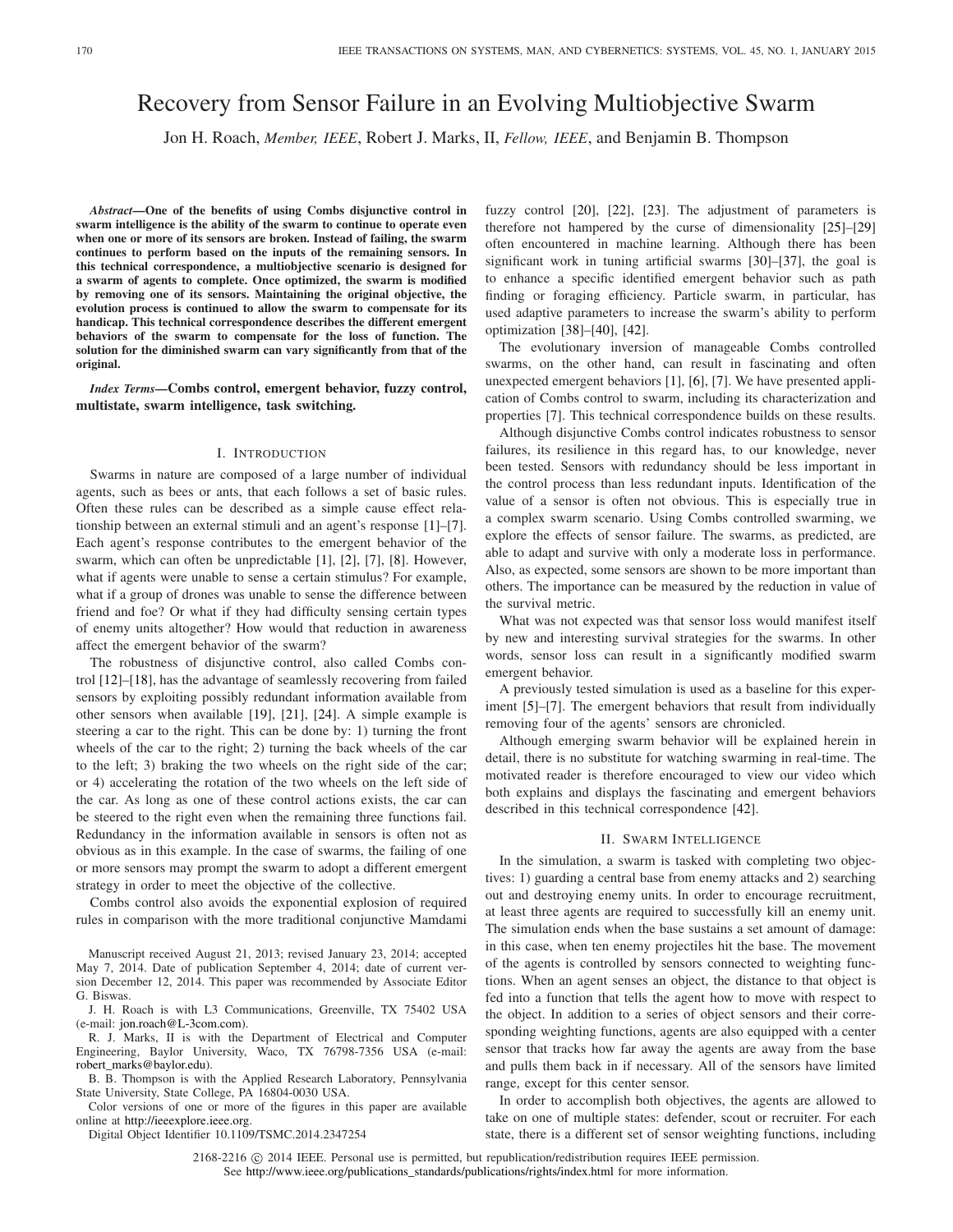# Recovery from Sensor Failure in an Evolving Multiobjective Swarm

Jon H. Roach, *Member, IEEE*, Robert J. Marks, II, *Fellow, IEEE*, and Benjamin B. Thompson

***Abstract*—One of the benefits of using Combs disjunctive control in swarm intelligence is the ability of the swarm to continue to operate even when one or more of its sensors are broken. Instead of failing, the swarm continues to perform based on the inputs of the remaining sensors. In this technical correspondence, a multiobjective scenario is designed for a swarm of agents to complete. Once optimized, the swarm is modified by removing one of its sensors. Maintaining the original objective, the evolution process is continued to allow the swarm to compensate for its handicap. This technical correspondence describes the different emergent behaviors of the swarm to compensate for the loss of function. The solution for the diminished swarm can vary significantly from that of the original.**

***Index Terms*—Combs control, emergent behavior, fuzzy control, multistate, swarm intelligence, task switching.**

## I. Introduction

Swarms in nature are composed of a large number of individual agents, such as bees or ants, that each follows a set of basic rules. Often these rules can be described as a simple cause effect relationship between an external stimuli and an agent's response [1]–[7]. Each agent's response contributes to the emergent behavior of the swarm, which can often be unpredictable [1], [2], [7], [8]. However, what if agents were unable to sense a certain stimulus? For example, what if a group of drones was unable to sense the difference between friend and foe? Or what if they had difficulty sensing certain types of enemy units altogether? How would that reduction in awareness affect the emergent behavior of the swarm?

The robustness of disjunctive control, also called Combs control [12]–[18], has the advantage of seamlessly recovering from failed sensors by exploiting possibly redundant information available from other sensors when available [19], [21], [24]. A simple example is steering a car to the right. This can be done by: 1) turning the front wheels of the car to the right; 2) turning the back wheels of the car to the left; 3) braking the two wheels on the right side of the car; or 4) accelerating the rotation of the two wheels on the left side of the car. As long as one of these control actions exists, the car can be steered to the right even when the remaining three functions fail. Redundancy in the information available in sensors is often not as obvious as in this example. In the case of swarms, the failing of one or more sensors may prompt the swarm to adopt a different emergent strategy in order to meet the objective of the collective.

Combs control also avoids the exponential explosion of required rules in comparison with the more traditional conjunctive Mamdami fuzzy control [20], [22], [23]. The adjustment of parameters is therefore not hampered by the curse of dimensionality [25]–[29] often encountered in machine learning. Although there has been significant work in tuning artificial swarms [30]–[37], the goal is to enhance a specific identified emergent behavior such as path finding or foraging efficiency. Particle swarm, in particular, has used adaptive parameters to increase the swarm's ability to perform optimization [38]–[40], [42].

The evolutionary inversion of manageable Combs controlled swarms, on the other hand, can result in fascinating and often unexpected emergent behaviors [1], [6], [7]. We have presented application of Combs control to swarm, including its characterization and properties [7]. This technical correspondence builds on these results.

Although disjunctive Combs control indicates robustness to sensor failures, its resilience in this regard has, to our knowledge, never been tested. Sensors with redundancy should be less important in the control process than less redundant inputs. Identification of the value of a sensor is often not obvious. This is especially true in a complex swarm scenario. Using Combs controlled swarming, we explore the effects of sensor failure. The swarms, as predicted, are able to adapt and survive with only a moderate loss in performance. Also, as expected, some sensors are shown to be more important than others. The importance can be measured by the reduction in value of the survival metric.

What was not expected was that sensor loss would manifest itself by new and interesting survival strategies for the swarms. In other words, sensor loss can result in a significantly modified swarm emergent behavior.

A previously tested simulation is used as a baseline for this experiment [5]–[7]. The emergent behaviors that result from individually removing four of the agents' sensors are chronicled.

Although emerging swarm behavior will be explained herein in detail, there is no substitute for watching swarming in real-time. The motivated reader is therefore encouraged to view our video which both explains and displays the fascinating and emergent behaviors described in this technical correspondence [42].

## II. Swarm Intelligence

In the simulation, a swarm is tasked with completing two objectives: 1) guarding a central base from enemy attacks and 2) searching out and destroying enemy units. In order to encourage recruitment, at least three agents are required to successfully kill an enemy unit. The simulation ends when the base sustains a set amount of damage: in this case, when ten enemy projectiles hit the base. The movement of the agents is controlled by sensors connected to weighting functions. When an agent senses an object, the distance to that object is fed into a function that tells the agent how to move with respect to the object. In addition to a series of object sensors and their corresponding weighting functions, agents are also equipped with a center sensor that tracks how far away the agents are away from the base and pulls them back in if necessary. All of the sensors have limited range, except for this center sensor.

In order to accomplish both objectives, the agents are allowed to take on one of multiple states: defender, scout or recruiter. For each state, there is a different set of sensor weighting functions, including

Manuscript received August 21, 2013; revised January 23, 2014; accepted May 7, 2014. Date of publication September 4, 2014; date of current version December 12, 2014. This paper was recommended by Associate Editor G. Biswas.

J. H. Roach is with L3 Communications, Greenville, TX 75402 USA (e-mail: jon.roach@L-3com.com).

R. J. Marks, II is with the Department of Electrical and Computer Engineering, Baylor University, Waco, TX 76798-7356 USA (e-mail: robert_marks@baylor.edu).

B. B. Thompson is with the Applied Research Laboratory, Pennsylvania State University, State College, PA 16804-0030 USA.

Color versions of one or more of the figures in this paper are available online at http://ieeexplore.ieee.org.

Digital Object Identifier 10.1109/TSMC.2014.2347254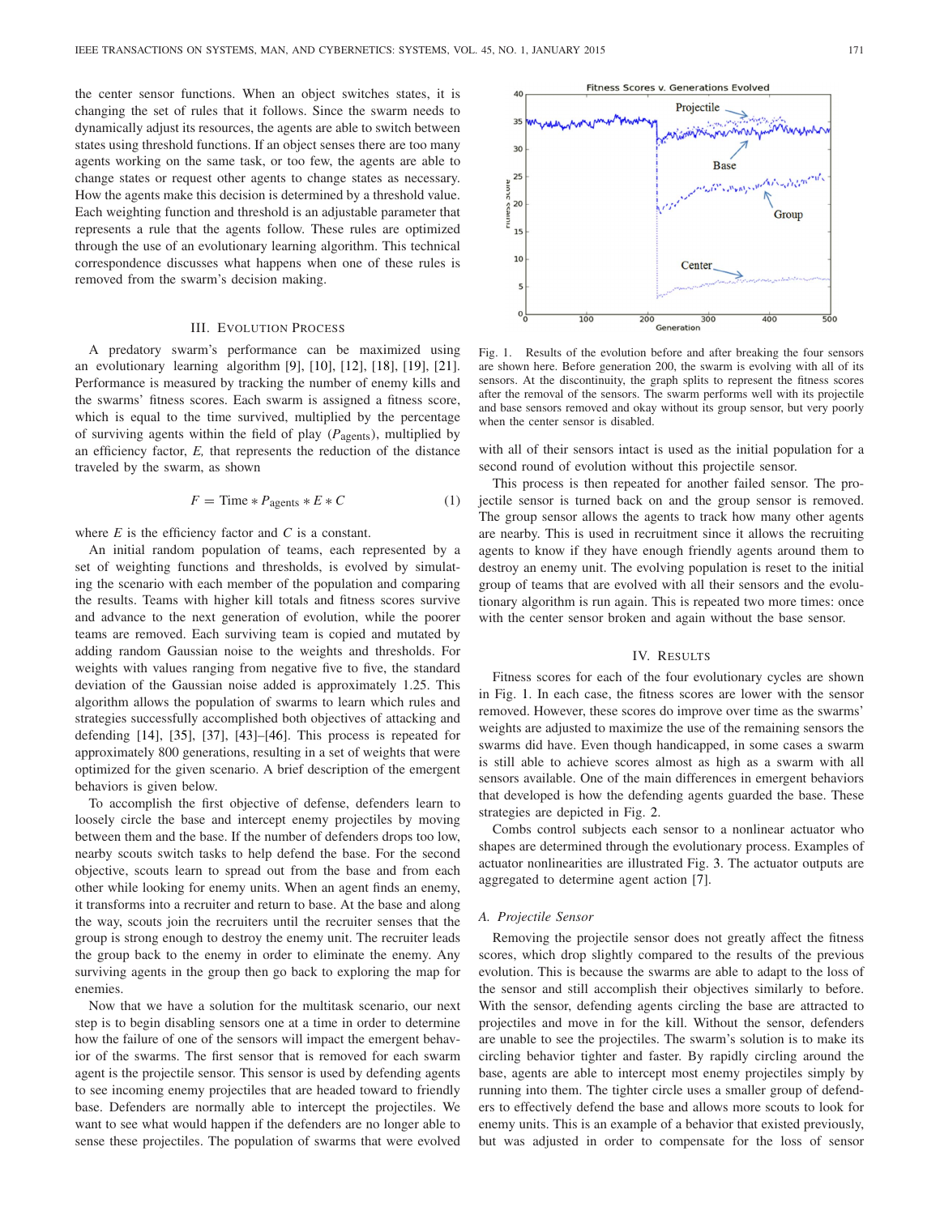the center sensor functions. When an object switches states, it is changing the set of rules that it follows. Since the swarm needs to dynamically adjust its resources, the agents are able to switch between states using threshold functions. If an object senses there are too many agents working on the same task, or too few, the agents are able to change states or request other agents to change states as necessary. How the agents make this decision is determined by a threshold value. Each weighting function and threshold is an adjustable parameter that represents a rule that the agents follow. These rules are optimized through the use of an evolutionary learning algorithm. This technical correspondence discusses what happens when one of these rules is removed from the swarm's decision making.

## III. Evolution Process

A predatory swarm's performance can be maximized using an evolutionary learning algorithm [9], [10], [12], [18], [19], [21]. Performance is measured by tracking the number of enemy kills and the swarms' fitness scores. Each swarm is assigned a fitness score, which is equal to the time survived, multiplied by the percentage of surviving agents within the field of play ($P_{\text{agents}}$), multiplied by an efficiency factor, $E$, that represents the reduction of the distance traveled by the swarm, as shown

$$F = \text{Time} * P_{\text{agents}} * E * C \tag{1}$$

where $E$ is the efficiency factor and $C$ is a constant.

An initial random population of teams, each represented by a set of weighting functions and thresholds, is evolved by simulating the scenario with each member of the population and comparing the results. Teams with higher kill totals and fitness scores survive and advance to the next generation of evolution, while the poorer teams are removed. Each surviving team is copied and mutated by adding random Gaussian noise to the weights and thresholds. For weights with values ranging from negative five to five, the standard deviation of the Gaussian noise added is approximately 1.25. This algorithm allows the population of swarms to learn which rules and strategies successfully accomplished both objectives of attacking and defending [14], [35], [37], [43]–[46]. This process is repeated for approximately 800 generations, resulting in a set of weights that were optimized for the given scenario. A brief description of the emergent behaviors is given below.

To accomplish the first objective of defense, defenders learn to loosely circle the base and intercept enemy projectiles by moving between them and the base. If the number of defenders drops too low, nearby scouts switch tasks to help defend the base. For the second objective, scouts learn to spread out from the base and from each other while looking for enemy units. When an agent finds an enemy, it transforms into a recruiter and return to base. At the base and along the way, scouts join the recruiters until the recruiter senses that the group is strong enough to destroy the enemy unit. The recruiter leads the group back to the enemy in order to eliminate the enemy. Any surviving agents in the group then go back to exploring the map for enemies.

Now that we have a solution for the multitask scenario, our next step is to begin disabling sensors one at a time in order to determine how the failure of one of the sensors will impact the emergent behavior of the swarms. The first sensor that is removed for each swarm agent is the projectile sensor. This sensor is used by defending agents to see incoming enemy projectiles that are headed toward to friendly base. Defenders are normally able to intercept the projectiles. We want to see what would happen if the defenders are no longer able to sense these projectiles. The population of swarms that were evolved with all of their sensors intact is used as the initial population for a second round of evolution without this projectile sensor.

Fig. 1. Results of the evolution before and after breaking the four sensors are shown here. Before generation 200, the swarm is evolving with all of its sensors. At the discontinuity, the graph splits to represent the fitness scores after the removal of the sensors. The swarm performs well with its projectile and base sensors removed and okay without its group sensor, but very poorly when the center sensor is disabled.

This process is then repeated for another failed sensor. The projectile sensor is turned back on and the group sensor is removed. The group sensor allows the agents to track how many other agents are nearby. This is used in recruitment since it allows the recruiting agents to know if they have enough friendly agents around them to destroy an enemy unit. The evolving population is reset to the initial group of teams that are evolved with all their sensors and the evolutionary algorithm is run again. This is repeated two more times: once with the center sensor broken and again without the base sensor.

## IV. Results

Fitness scores for each of the four evolutionary cycles are shown in Fig. 1. In each case, the fitness scores are lower with the sensor removed. However, these scores do improve over time as the swarms' weights are adjusted to maximize the use of the remaining sensors the swarms did have. Even though handicapped, in some cases a swarm is still able to achieve scores almost as high as a swarm with all sensors available. One of the main differences in emergent behaviors that developed is how the defending agents guarded the base. These strategies are depicted in Fig. 2.

Combs control subjects each sensor to a nonlinear actuator who shapes are determined through the evolutionary process. Examples of actuator nonlinearities are illustrated Fig. 3. The actuator outputs are aggregated to determine agent action [7].

### A. Projectile Sensor

Removing the projectile sensor does not greatly affect the fitness scores, which drop slightly compared to the results of the previous evolution. This is because the swarms are able to adapt to the loss of the sensor and still accomplish their objectives similarly to before. With the sensor, defending agents circling the base are attracted to projectiles and move in for the kill. Without the sensor, defenders are unable to see the projectiles. The swarm's solution is to make its circling behavior tighter and faster. By rapidly circling around the base, agents are able to intercept most enemy projectiles simply by running into them. The tighter circle uses a smaller group of defenders to effectively defend the base and allows more scouts to look for enemy units. This is an example of a behavior that existed previously, but was adjusted in order to compensate for the loss of sensor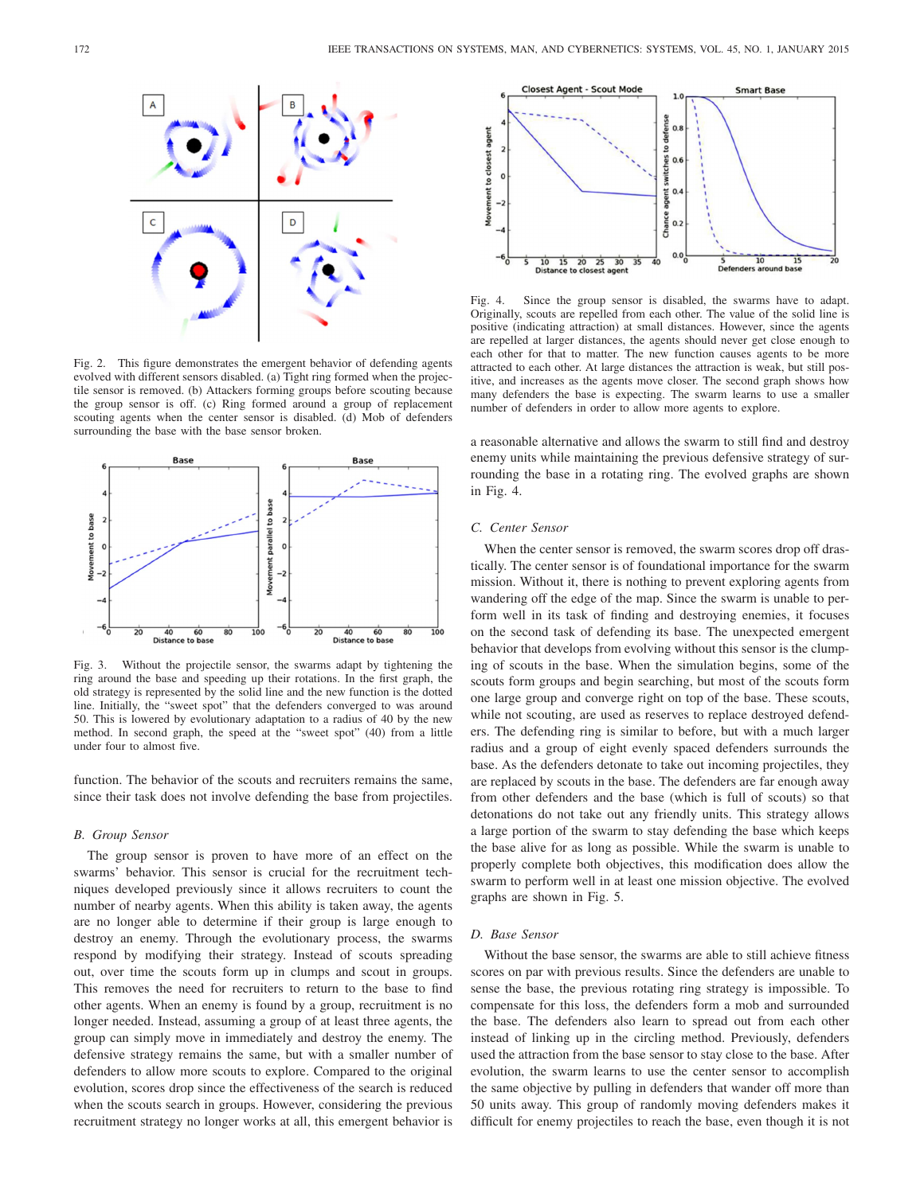A
B
C
D

Fig. 2. This figure demonstrates the emergent behavior of defending agents evolved with different sensors disabled. (a) Tight ring formed when the projectile sensor is removed. (b) Attackers forming groups before scouting because the group sensor is off. (c) Ring formed around a group of replacement scouting agents when the center sensor is disabled. (d) Mob of defenders surrounding the base with the base sensor broken.

Base
Movement to base
Distance to base
0 20 40 60 80 100
6 4 2 0 −2 −4 −6

Base
Movement parallel to base
Distance to base
0 20 40 60 80 100
6 4 2 0 −2 −4 −6

Fig. 3. Without the projectile sensor, the swarms adapt by tightening the ring around the base and speeding up their rotations. In the first graph, the old strategy is represented by the solid line and the new function is the dotted line. Initially, the "sweet spot" that the defenders converged to was around 50. This is lowered by evolutionary adaptation to a radius of 40 by the new method. In second graph, the speed at the "sweet spot" (40) from a little under four to almost five.

function. The behavior of the scouts and recruiters remains the same, since their task does not involve defending the base from projectiles.

### B. Group Sensor

The group sensor is proven to have more of an effect on the swarms' behavior. This sensor is crucial for the recruitment techniques developed previously since it allows recruiters to count the number of nearby agents. When this ability is taken away, the agents are no longer able to determine if their group is large enough to destroy an enemy. Through the evolutionary process, the swarms respond by modifying their strategy. Instead of scouts spreading out, over time the scouts form up in clumps and scout in groups. This removes the need for recruiters to return to the base to find other agents. When an enemy is found by a group, recruitment is no longer needed. Instead, assuming a group of at least three agents, the group can simply move in immediately and destroy the enemy. The defensive strategy remains the same, but with a smaller number of defenders to allow more scouts to explore. Compared to the original evolution, scores drop since the effectiveness of the search is reduced when the scouts search in groups. However, considering the previous recruitment strategy no longer works at all, this emergent behavior is

Closest Agent - Scout Mode
Movement to closest agent
Distance to closest agent
0 5 10 15 20 25 30 35 40
6 4 2 0 −2 −4 −6

Smart Base
Chance agent switches to defense
Defenders around base
0 5 10 15 20
1.0 0.8 0.6 0.4 0.2 0.0

Fig. 4. Since the group sensor is disabled, the swarms have to adapt. Originally, scouts are repelled from each other. The value of the solid line is positive (indicating attraction) at small distances. However, since the agents are repelled at larger distances, the agents should never get close enough to each other for that to matter. The new function causes agents to be more attracted to each other. At large distances the attraction is weak, but still positive, and increases as the agents move closer. The second graph shows how many defenders the base is expecting. The swarm learns to use a smaller number of defenders in order to allow more agents to explore.

a reasonable alternative and allows the swarm to still find and destroy enemy units while maintaining the previous defensive strategy of surrounding the base in a rotating ring. The evolved graphs are shown in Fig. 4.

### C. Center Sensor

When the center sensor is removed, the swarm scores drop off drastically. The center sensor is of foundational importance for the swarm mission. Without it, there is nothing to prevent exploring agents from wandering off the edge of the map. Since the swarm is unable to perform well in its task of finding and destroying enemies, it focuses on the second task of defending its base. The unexpected emergent behavior that develops from evolving without this sensor is the clumping of scouts in the base. When the simulation begins, some of the scouts form groups and begin searching, but most of the scouts form one large group and converge right on top of the base. These scouts, while not scouting, are used as reserves to replace destroyed defenders. The defending ring is similar to before, but with a much larger radius and a group of eight evenly spaced defenders surrounds the base. As the defenders detonate to take out incoming projectiles, they are replaced by scouts in the base. The defenders are far enough away from other defenders and the base (which is full of scouts) so that detonations do not take out any friendly units. This strategy allows a large portion of the swarm to stay defending the base which keeps the base alive for as long as possible. While the swarm is unable to properly complete both objectives, this modification does allow the swarm to perform well in at least one mission objective. The evolved graphs are shown in Fig. 5.

### D. Base Sensor

Without the base sensor, the swarms are able to still achieve fitness scores on par with previous results. Since the defenders are unable to sense the base, the previous rotating ring strategy is impossible. To compensate for this loss, the defenders form a mob and surrounded the base. The defenders also learn to spread out from each other instead of linking up in the circling method. Previously, defenders used the attraction from the base sensor to stay close to the base. After evolution, the swarm learns to use the center sensor to accomplish the same objective by pulling in defenders that wander off more than 50 units away. This group of randomly moving defenders makes it difficult for enemy projectiles to reach the base, even though it is not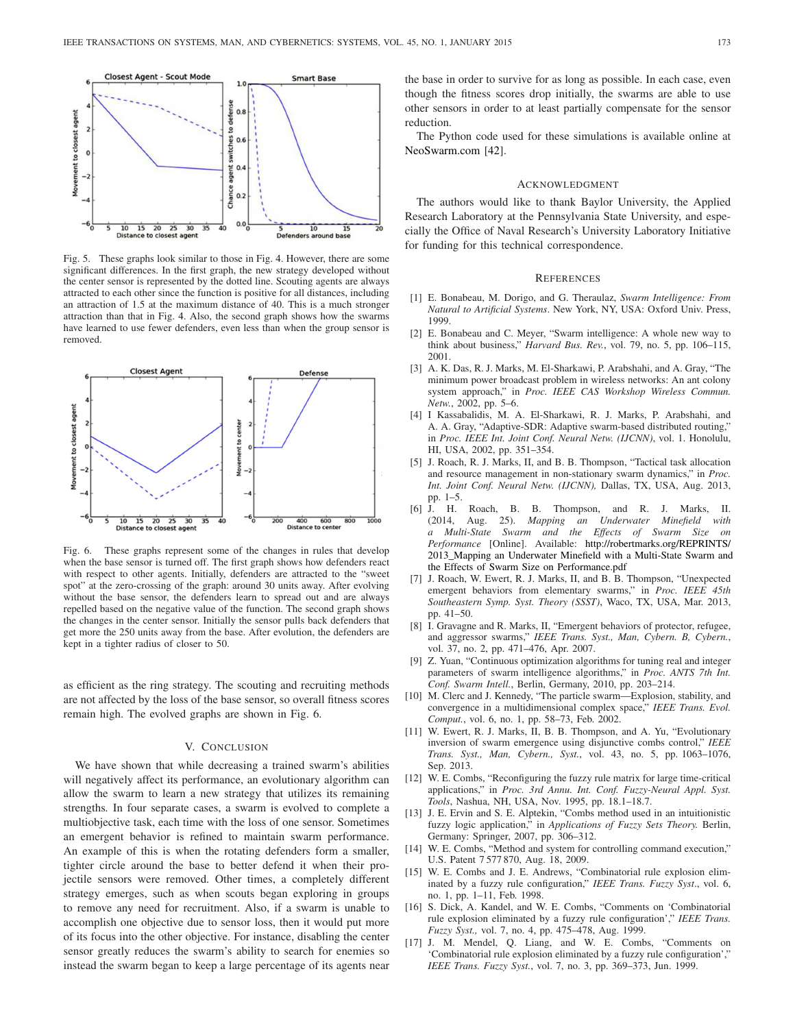Fig. 5. These graphs look similar to those in Fig. 4. However, there are some significant differences. In the first graph, the new strategy developed without the center sensor is represented by the dotted line. Scouting agents are always attracted to each other since the function is positive for all distances, including an attraction of 1.5 at the maximum distance of 40. This is a much stronger attraction than that in Fig. 4. Also, the second graph shows how the swarms have learned to use fewer defenders, even less than when the group sensor is removed.

Fig. 6. These graphs represent some of the changes in rules that develop when the base sensor is turned off. The first graph shows how defenders react with respect to other agents. Initially, defenders are attracted to the "sweet spot" at the zero-crossing of the graph: around 30 units away. After evolving without the base sensor, the defenders learn to spread out and are always repelled based on the negative value of the function. The second graph shows the changes in the center sensor. Initially the sensor pulls back defenders that get more the 250 units away from the base. After evolution, the defenders are kept in a tighter radius of closer to 50.

as efficient as the ring strategy. The scouting and recruiting methods are not affected by the loss of the base sensor, so overall fitness scores remain high. The evolved graphs are shown in Fig. 6.

## V. Conclusion

We have shown that while decreasing a trained swarm's abilities will negatively affect its performance, an evolutionary algorithm can allow the swarm to learn a new strategy that utilizes its remaining strengths. In four separate cases, a swarm is evolved to complete a multiobjective task, each time with the loss of one sensor. Sometimes an emergent behavior is refined to maintain swarm performance. An example of this is when the rotating defenders form a smaller, tighter circle around the base to better defend it when their projectile sensors were removed. Other times, a completely different strategy emerges, such as when scouts began exploring in groups to remove any need for recruitment. Also, if a swarm is unable to accomplish one objective due to sensor loss, then it would put more of its focus into the other objective. For instance, disabling the center sensor greatly reduces the swarm's ability to search for enemies so instead the swarm began to keep a large percentage of its agents near the base in order to survive for as long as possible. In each case, even though the fitness scores drop initially, the swarms are able to use other sensors in order to at least partially compensate for the sensor reduction.

The Python code used for these simulations is available online at NeoSwarm.com [42].

## Acknowledgment

The authors would like to thank Baylor University, the Applied Research Laboratory at the Pennsylvania State University, and especially the Office of Naval Research's University Laboratory Initiative for funding for this technical correspondence.

## References

[1] E. Bonabeau, M. Dorigo, and G. Theraulaz, *Swarm Intelligence: From Natural to Artificial Systems*. New York, NY, USA: Oxford Univ. Press, 1999.

[2] E. Bonabeau and C. Meyer, "Swarm intelligence: A whole new way to think about business," *Harvard Bus. Rev.*, vol. 79, no. 5, pp. 106–115, 2001.

[3] A. K. Das, R. J. Marks, M. El-Sharkawi, P. Arabshahi, and A. Gray, "The minimum power broadcast problem in wireless networks: An ant colony system approach," in *Proc. IEEE CAS Workshop Wireless Commun. Netw.*, 2002, pp. 5–6.

[4] I Kassabalidis, M. A. El-Sharkawi, R. J. Marks, P. Arabshahi, and A. A. Gray, "Adaptive-SDR: Adaptive swarm-based distributed routing," in *Proc. IEEE Int. Joint Conf. Neural Netw. (IJCNN)*, vol. 1. Honolulu, HI, USA, 2002, pp. 351–354.

[5] J. Roach, R. J. Marks, II, and B. B. Thompson, "Tactical task allocation and resource management in non-stationary swarm dynamics," in *Proc. Int. Joint Conf. Neural Netw. (IJCNN),* Dallas, TX, USA, Aug. 2013, pp. 1–5.

[6] J. H. Roach, B. B. Thompson, and R. J. Marks, II. (2014, Aug. 25). *Mapping an Underwater Minefield with a Multi-State Swarm and the Effects of Swarm Size on Performance* [Online]. Available: http://robertmarks.org/REPRINTS/2013_Mapping an Underwater Minefield with a Multi-State Swarm and the Effects of Swarm Size on Performance.pdf

[7] J. Roach, W. Ewert, R. J. Marks, II, and B. B. Thompson, "Unexpected emergent behaviors from elementary swarms," in *Proc. IEEE 45th Southeastern Symp. Syst. Theory (SSST)*, Waco, TX, USA, Mar. 2013, pp. 41–50.

[8] I. Gravagne and R. Marks, II, "Emergent behaviors of protector, refugee, and aggressor swarms," *IEEE Trans. Syst., Man, Cybern. B, Cybern.*, vol. 37, no. 2, pp. 471–476, Apr. 2007.

[9] Z. Yuan, "Continuous optimization algorithms for tuning real and integer parameters of swarm intelligence algorithms," in *Proc. ANTS 7th Int. Conf. Swarm Intell.*, Berlin, Germany, 2010, pp. 203–214.

[10] M. Clerc and J. Kennedy, "The particle swarm—Explosion, stability, and convergence in a multidimensional complex space," *IEEE Trans. Evol. Comput.*, vol. 6, no. 1, pp. 58–73, Feb. 2002.

[11] W. Ewert, R. J. Marks, II, B. B. Thompson, and A. Yu, "Evolutionary inversion of swarm emergence using disjunctive combs control," *IEEE Trans. Syst., Man, Cybern., Syst.*, vol. 43, no. 5, pp. 1063–1076, Sep. 2013.

[12] W. E. Combs, "Reconfiguring the fuzzy rule matrix for large time-critical applications," in *Proc. 3rd Annu. Int. Conf. Fuzzy-Neural Appl. Syst. Tools*, Nashua, NH, USA, Nov. 1995, pp. 18.1–18.7.

[13] J. E. Ervin and S. E. Alptekin, "Combs method used in an intuitionistic fuzzy logic application," in *Applications of Fuzzy Sets Theory.* Berlin, Germany: Springer, 2007, pp. 306–312.

[14] W. E. Combs, "Method and system for controlling command execution," U.S. Patent 7 577 870, Aug. 18, 2009.

[15] W. E. Combs and J. E. Andrews, "Combinatorial rule explosion eliminated by a fuzzy rule configuration," *IEEE Trans. Fuzzy Syst.*, vol. 6, no. 1, pp. 1–11, Feb. 1998.

[16] S. Dick, A. Kandel, and W. E. Combs, "Comments on 'Combinatorial rule explosion eliminated by a fuzzy rule configuration'," *IEEE Trans. Fuzzy Syst.,* vol. 7, no. 4, pp. 475–478, Aug. 1999.

[17] J. M. Mendel, Q. Liang, and W. E. Combs, "Comments on 'Combinatorial rule explosion eliminated by a fuzzy rule configuration'," *IEEE Trans. Fuzzy Syst.*, vol. 7, no. 3, pp. 369–373, Jun. 1999.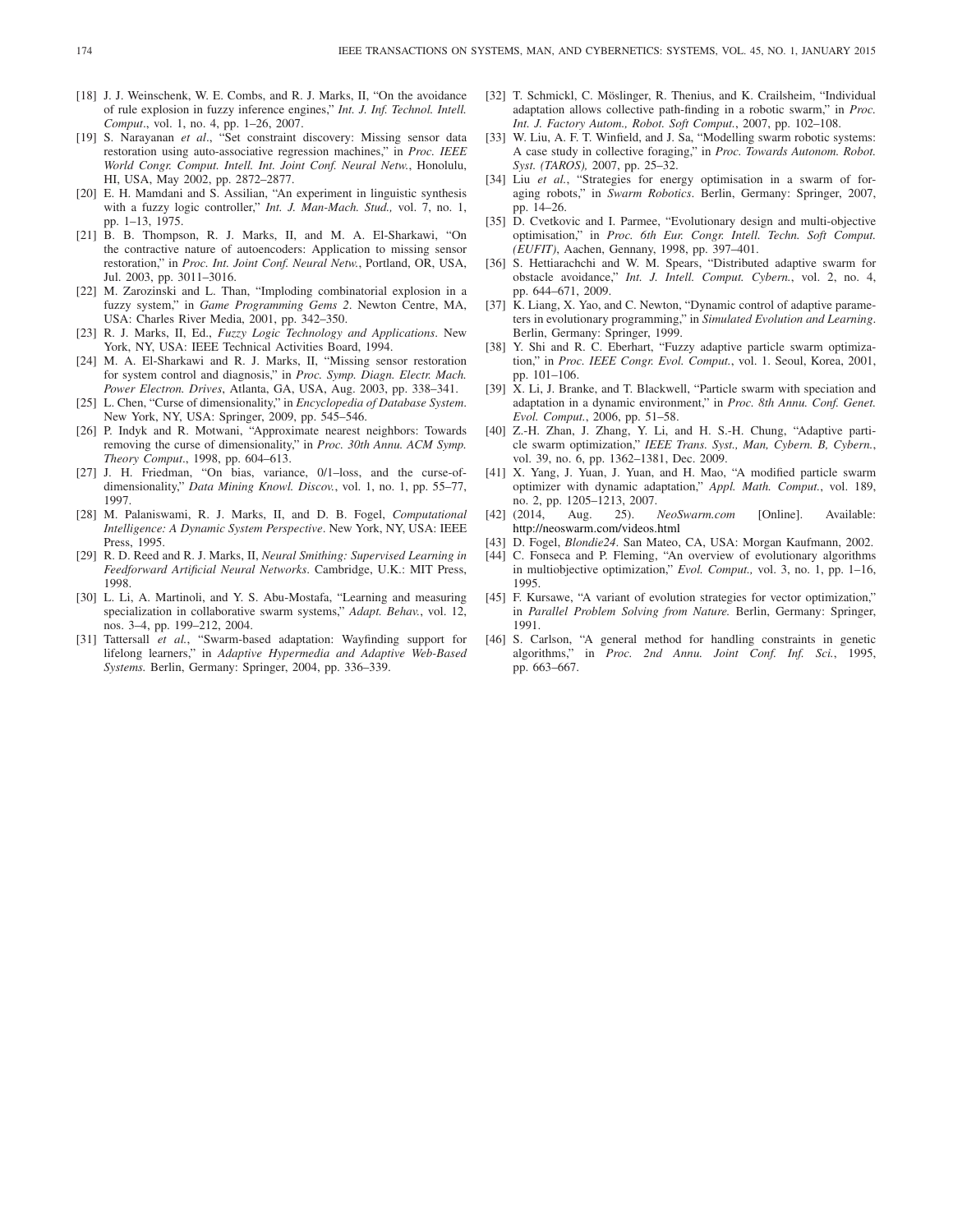[18] J. J. Weinschenk, W. E. Combs, and R. J. Marks, II, "On the avoidance of rule explosion in fuzzy inference engines," *Int. J. Inf. Technol. Intell. Comput.*, vol. 1, no. 4, pp. 1–26, 2007.

[19] S. Narayanan *et al.*, "Set constraint discovery: Missing sensor data restoration using auto-associative regression machines," in *Proc. IEEE World Congr. Comput. Intell. Int. Joint Conf. Neural Netw.*, Honolulu, HI, USA, May 2002, pp. 2872–2877.

[20] E. H. Mamdani and S. Assilian, "An experiment in linguistic synthesis with a fuzzy logic controller," *Int. J. Man-Mach. Stud.,* vol. 7, no. 1, pp. 1–13, 1975.

[21] B. B. Thompson, R. J. Marks, II, and M. A. El-Sharkawi, "On the contractive nature of autoencoders: Application to missing sensor restoration," in *Proc. Int. Joint Conf. Neural Netw.*, Portland, OR, USA, Jul. 2003, pp. 3011–3016.

[22] M. Zarozinski and L. Than, "Imploding combinatorial explosion in a fuzzy system," in *Game Programming Gems 2*. Newton Centre, MA, USA: Charles River Media, 2001, pp. 342–350.

[23] R. J. Marks, II, Ed., *Fuzzy Logic Technology and Applications*. New York, NY, USA: IEEE Technical Activities Board, 1994.

[24] M. A. El-Sharkawi and R. J. Marks, II, "Missing sensor restoration for system control and diagnosis," in *Proc. Symp. Diagn. Electr. Mach. Power Electron. Drives*, Atlanta, GA, USA, Aug. 2003, pp. 338–341.

[25] L. Chen, "Curse of dimensionality," in *Encyclopedia of Database System*. New York, NY, USA: Springer, 2009, pp. 545–546.

[26] P. Indyk and R. Motwani, "Approximate nearest neighbors: Towards removing the curse of dimensionality," in *Proc. 30th Annu. ACM Symp. Theory Comput*., 1998, pp. 604–613.

[27] J. H. Friedman, "On bias, variance, 0/1–loss, and the curse-of-dimensionality," *Data Mining Knowl. Discov.*, vol. 1, no. 1, pp. 55–77, 1997.

[28] M. Palaniswami, R. J. Marks, II, and D. B. Fogel, *Computational Intelligence: A Dynamic System Perspective*. New York, NY, USA: IEEE Press, 1995.

[29] R. D. Reed and R. J. Marks, II, *Neural Smithing: Supervised Learning in Feedforward Artificial Neural Networks*. Cambridge, U.K.: MIT Press, 1998.

[30] L. Li, A. Martinoli, and Y. S. Abu-Mostafa, "Learning and measuring specialization in collaborative swarm systems," *Adapt. Behav.*, vol. 12, nos. 3–4, pp. 199–212, 2004.

[31] Tattersall *et al.*, "Swarm-based adaptation: Wayfinding support for lifelong learners," in *Adaptive Hypermedia and Adaptive Web-Based Systems.* Berlin, Germany: Springer, 2004, pp. 336–339.

[32] T. Schmickl, C. Möslinger, R. Thenius, and K. Crailsheim, "Individual adaptation allows collective path-finding in a robotic swarm," in *Proc. Int. J. Factory Autom., Robot. Soft Comput.*, 2007, pp. 102–108.

[33] W. Liu, A. F. T. Winfield, and J. Sa, "Modelling swarm robotic systems: A case study in collective foraging," in *Proc. Towards Autonom. Robot. Syst. (TAROS),* 2007, pp. 25–32.

[34] Liu *et al.*, "Strategies for energy optimisation in a swarm of foraging robots," in *Swarm Robotics*. Berlin, Germany: Springer, 2007, pp. 14–26.

[35] D. Cvetkovic and I. Parmee, "Evolutionary design and multi-objective optimisation," in *Proc. 6th Eur. Congr. Intell. Techn. Soft Comput. (EUFIT)*, Aachen, Gennany, 1998, pp. 397–401.

[36] S. Hettiarachchi and W. M. Spears, "Distributed adaptive swarm for obstacle avoidance," *Int. J. Intell. Comput. Cybern.*, vol. 2, no. 4, pp. 644–671, 2009.

[37] K. Liang, X. Yao, and C. Newton, "Dynamic control of adaptive parameters in evolutionary programming," in *Simulated Evolution and Learning*. Berlin, Germany: Springer, 1999.

[38] Y. Shi and R. C. Eberhart, "Fuzzy adaptive particle swarm optimization," in *Proc. IEEE Congr. Evol. Comput.*, vol. 1. Seoul, Korea, 2001, pp. 101–106.

[39] X. Li, J. Branke, and T. Blackwell, "Particle swarm with speciation and adaptation in a dynamic environment," in *Proc. 8th Annu. Conf. Genet. Evol. Comput.*, 2006, pp. 51–58.

[40] Z.-H. Zhan, J. Zhang, Y. Li, and H. S.-H. Chung, "Adaptive particle swarm optimization," *IEEE Trans. Syst., Man, Cybern. B, Cybern.*, vol. 39, no. 6, pp. 1362–1381, Dec. 2009.

[41] X. Yang, J. Yuan, J. Yuan, and H. Mao, "A modified particle swarm optimizer with dynamic adaptation," *Appl. Math. Comput.*, vol. 189, no. 2, pp. 1205–1213, 2007.

[42] (2014, Aug. 25). *NeoSwarm.com* [Online]. Available: http://neoswarm.com/videos.html

[43] D. Fogel, *Blondie24*. San Mateo, CA, USA: Morgan Kaufmann, 2002.

[44] C. Fonseca and P. Fleming, "An overview of evolutionary algorithms in multiobjective optimization," *Evol. Comput.,* vol. 3, no. 1, pp. 1–16, 1995.

[45] F. Kursawe, "A variant of evolution strategies for vector optimization," in *Parallel Problem Solving from Nature.* Berlin, Germany: Springer, 1991.

[46] S. Carlson, "A general method for handling constraints in genetic algorithms," in *Proc. 2nd Annu. Joint Conf. Inf. Sci.*, 1995, pp. 663–667.